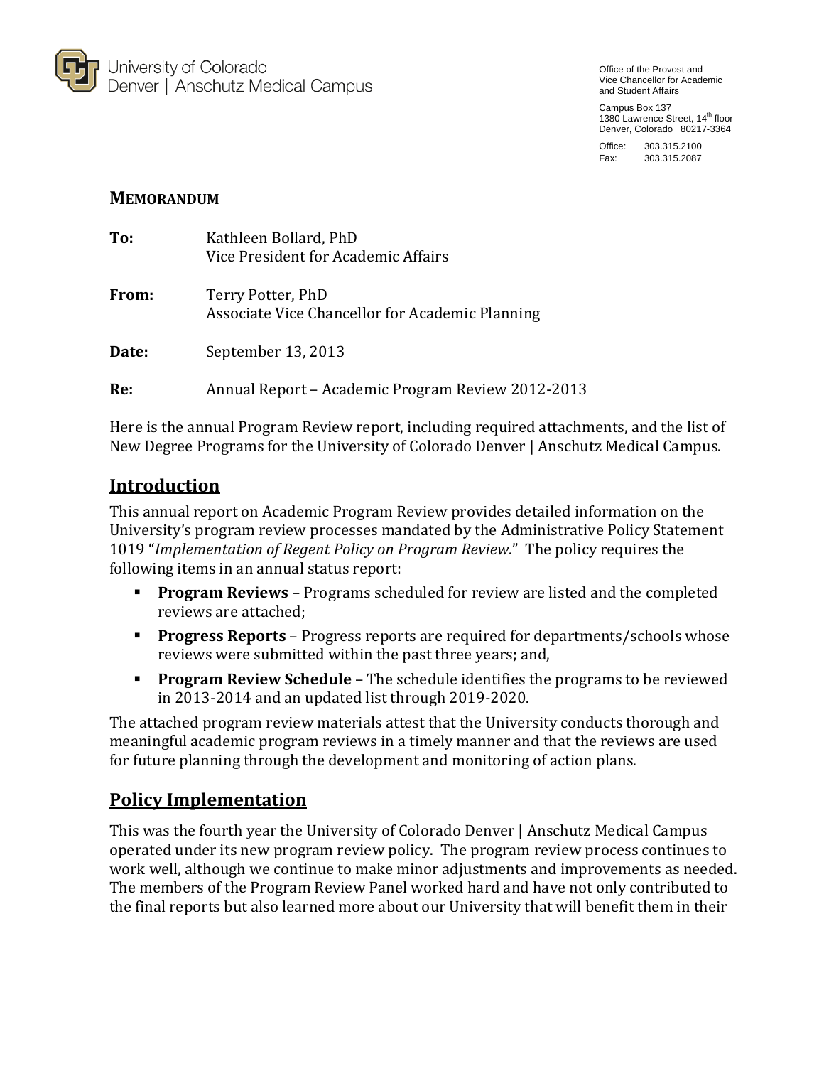University of Colorado
Denver | Anschutz Medical Campus

Office of the Provost and
Vice Chancellor for Academic
and Student Affairs

Campus Box 137
1380 Lawrence Street, 14th floor
Denver, Colorado 80217-3364

Office: 303.315.2100
Fax: 303.315.2087

**MEMORANDUM**

| | |
|---|---|
| **To:** | Kathleen Bollard, PhD<br>Vice President for Academic Affairs |
| **From:** | Terry Potter, PhD<br>Associate Vice Chancellor for Academic Planning |
| **Date:** | September 13, 2013 |
| **Re:** | Annual Report – Academic Program Review 2012-2013 |

Here is the annual Program Review report, including required attachments, and the list of New Degree Programs for the University of Colorado Denver | Anschutz Medical Campus.

## Introduction

This annual report on Academic Program Review provides detailed information on the University's program review processes mandated by the Administrative Policy Statement 1019 "*Implementation of Regent Policy on Program Review.*" The policy requires the following items in an annual status report:

- **Program Reviews** – Programs scheduled for review are listed and the completed reviews are attached;
- **Progress Reports** – Progress reports are required for departments/schools whose reviews were submitted within the past three years; and,
- **Program Review Schedule** – The schedule identifies the programs to be reviewed in 2013-2014 and an updated list through 2019-2020.

The attached program review materials attest that the University conducts thorough and meaningful academic program reviews in a timely manner and that the reviews are used for future planning through the development and monitoring of action plans.

## Policy Implementation

This was the fourth year the University of Colorado Denver | Anschutz Medical Campus operated under its new program review policy. The program review process continues to work well, although we continue to make minor adjustments and improvements as needed. The members of the Program Review Panel worked hard and have not only contributed to the final reports but also learned more about our University that will benefit them in their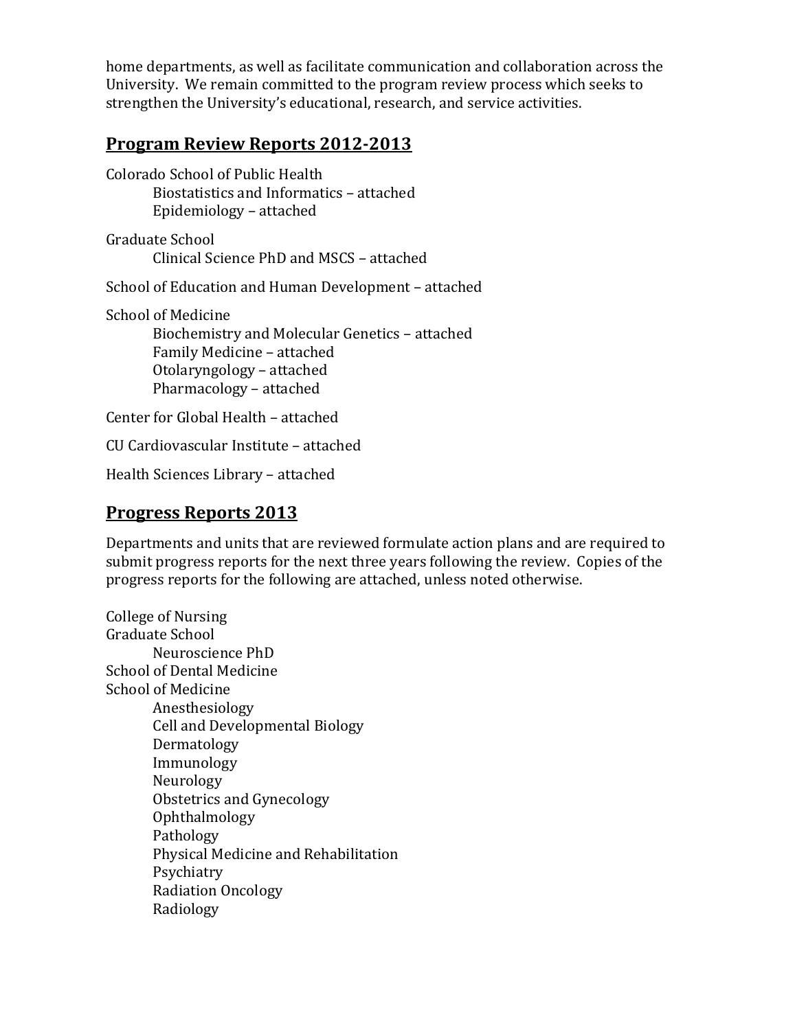home departments, as well as facilitate communication and collaboration across the University. We remain committed to the program review process which seeks to strengthen the University's educational, research, and service activities.

## Program Review Reports 2012-2013

Colorado School of Public Health
- Biostatistics and Informatics – attached
- Epidemiology – attached

Graduate School
- Clinical Science PhD and MSCS – attached

School of Education and Human Development – attached

School of Medicine
- Biochemistry and Molecular Genetics – attached
- Family Medicine – attached
- Otolaryngology – attached
- Pharmacology – attached

Center for Global Health – attached

CU Cardiovascular Institute – attached

Health Sciences Library – attached

## Progress Reports 2013

Departments and units that are reviewed formulate action plans and are required to submit progress reports for the next three years following the review. Copies of the progress reports for the following are attached, unless noted otherwise.

College of Nursing
Graduate School
- Neuroscience PhD

School of Dental Medicine
School of Medicine
- Anesthesiology
- Cell and Developmental Biology
- Dermatology
- Immunology
- Neurology
- Obstetrics and Gynecology
- Ophthalmology
- Pathology
- Physical Medicine and Rehabilitation
- Psychiatry
- Radiation Oncology
- Radiology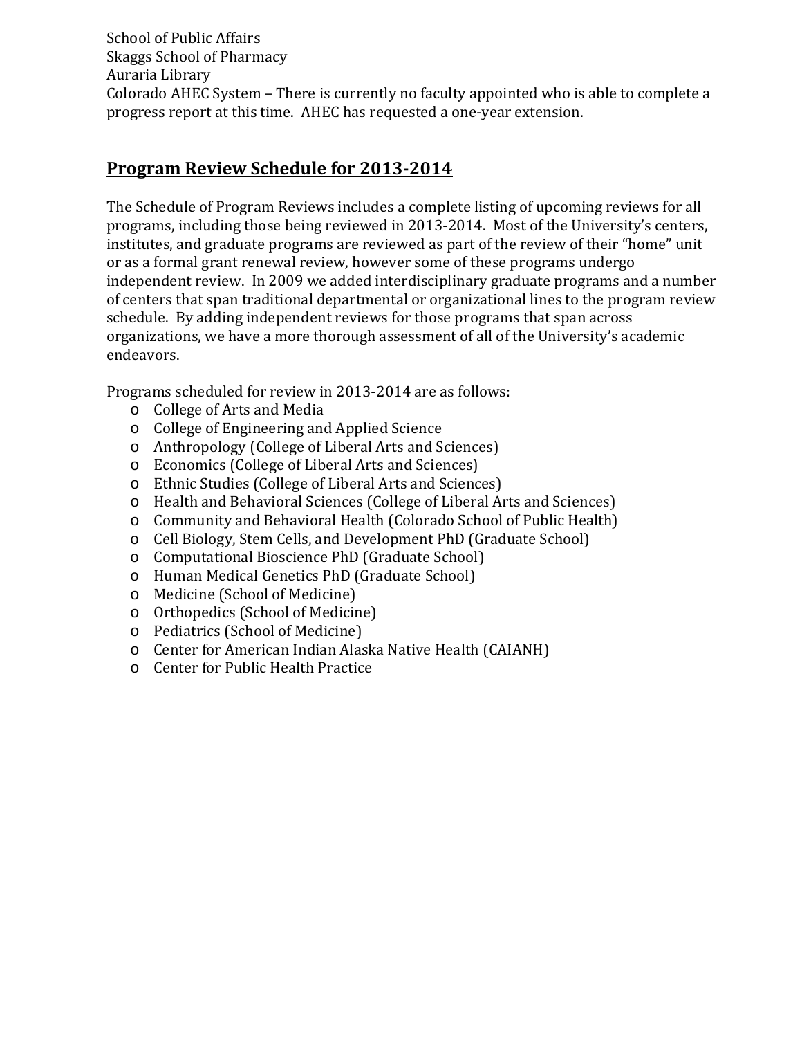School of Public Affairs
Skaggs School of Pharmacy
Auraria Library
Colorado AHEC System – There is currently no faculty appointed who is able to complete a progress report at this time. AHEC has requested a one-year extension.

## Program Review Schedule for 2013-2014

The Schedule of Program Reviews includes a complete listing of upcoming reviews for all programs, including those being reviewed in 2013-2014. Most of the University's centers, institutes, and graduate programs are reviewed as part of the review of their "home" unit or as a formal grant renewal review, however some of these programs undergo independent review. In 2009 we added interdisciplinary graduate programs and a number of centers that span traditional departmental or organizational lines to the program review schedule. By adding independent reviews for those programs that span across organizations, we have a more thorough assessment of all of the University's academic endeavors.

Programs scheduled for review in 2013-2014 are as follows:

- College of Arts and Media
- College of Engineering and Applied Science
- Anthropology (College of Liberal Arts and Sciences)
- Economics (College of Liberal Arts and Sciences)
- Ethnic Studies (College of Liberal Arts and Sciences)
- Health and Behavioral Sciences (College of Liberal Arts and Sciences)
- Community and Behavioral Health (Colorado School of Public Health)
- Cell Biology, Stem Cells, and Development PhD (Graduate School)
- Computational Bioscience PhD (Graduate School)
- Human Medical Genetics PhD (Graduate School)
- Medicine (School of Medicine)
- Orthopedics (School of Medicine)
- Pediatrics (School of Medicine)
- Center for American Indian Alaska Native Health (CAIANH)
- Center for Public Health Practice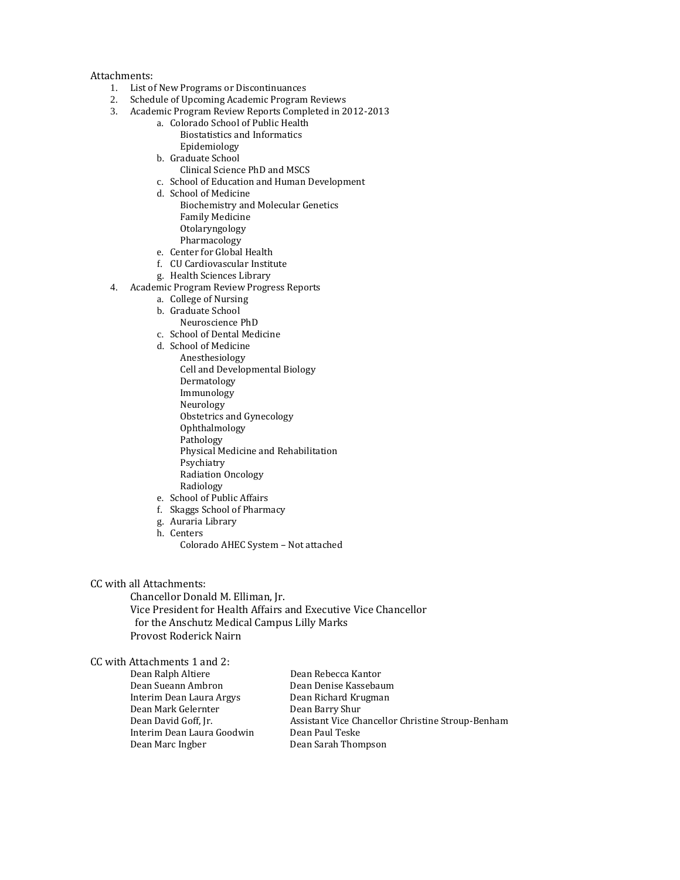Attachments:

1. List of New Programs or Discontinuances
2. Schedule of Upcoming Academic Program Reviews
3. Academic Program Review Reports Completed in 2012-2013
   a. Colorado School of Public Health
      - Biostatistics and Informatics
      - Epidemiology
   
   b. Graduate School
      - Clinical Science PhD and MSCS
   
   c. School of Education and Human Development
   
   d. School of Medicine
      - Biochemistry and Molecular Genetics
      - Family Medicine
      - Otolaryngology
      - Pharmacology
   
   e. Center for Global Health
   
   f. CU Cardiovascular Institute
   
   g. Health Sciences Library
4. Academic Program Review Progress Reports
   a. College of Nursing
   
   b. Graduate School
      - Neuroscience PhD
   
   c. School of Dental Medicine
   
   d. School of Medicine
      - Anesthesiology
      - Cell and Developmental Biology
      - Dermatology
      - Immunology
      - Neurology
      - Obstetrics and Gynecology
      - Ophthalmology
      - Pathology
      - Physical Medicine and Rehabilitation
      - Psychiatry
      - Radiation Oncology
      - Radiology
   
   e. School of Public Affairs
   
   f. Skaggs School of Pharmacy
   
   g. Auraria Library
   
   h. Centers
      - Colorado AHEC System – Not attached

CC with all Attachments:

Chancellor Donald M. Elliman, Jr.  
Vice President for Health Affairs and Executive Vice Chancellor for the Anschutz Medical Campus Lilly Marks  
Provost Roderick Nairn

CC with Attachments 1 and 2:

Dean Ralph Altiere  
Dean Sueann Ambron  
Interim Dean Laura Argys  
Dean Mark Gelernter  
Dean David Goff, Jr.  
Interim Dean Laura Goodwin  
Dean Marc Ingber  
Dean Rebecca Kantor  
Dean Denise Kassebaum  
Dean Richard Krugman  
Dean Barry Shur  
Assistant Vice Chancellor Christine Stroup-Benham  
Dean Paul Teske  
Dean Sarah Thompson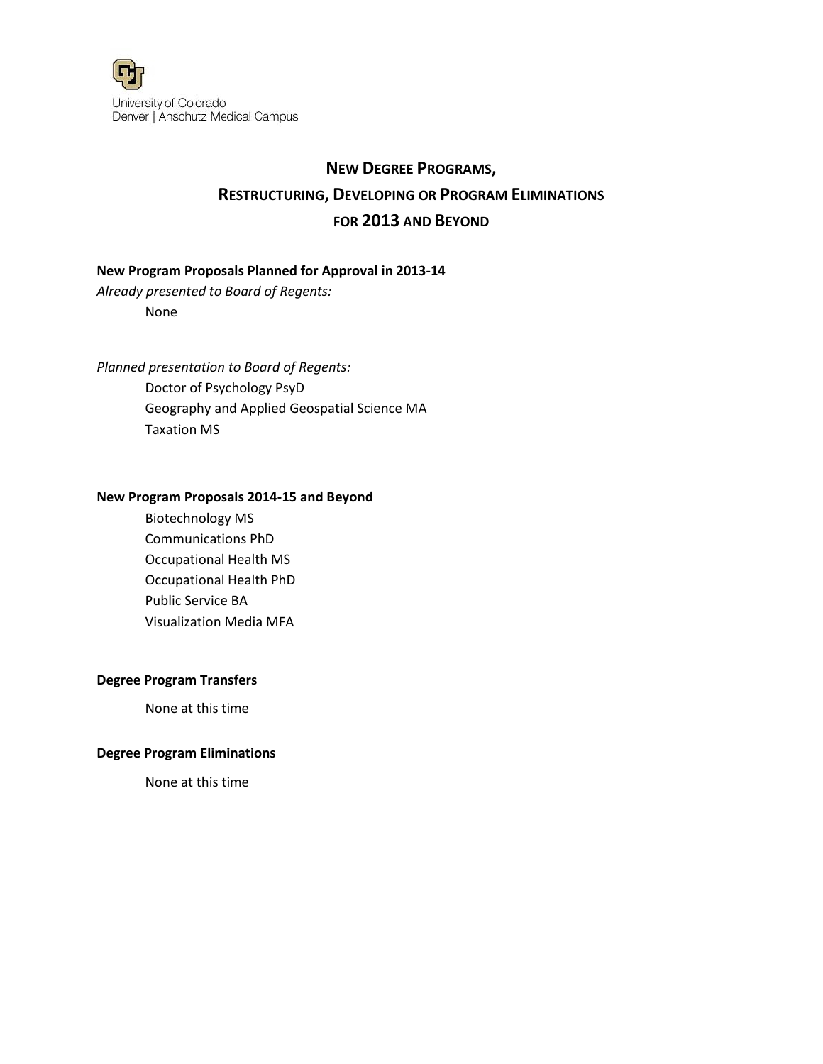University of Colorado
Denver | Anschutz Medical Campus

# NEW DEGREE PROGRAMS, RESTRUCTURING, DEVELOPING OR PROGRAM ELIMINATIONS FOR 2013 AND BEYOND

**New Program Proposals Planned for Approval in 2013-14**

*Already presented to Board of Regents:*

None

*Planned presentation to Board of Regents:*

Doctor of Psychology PsyD
Geography and Applied Geospatial Science MA
Taxation MS

**New Program Proposals 2014-15 and Beyond**

Biotechnology MS
Communications PhD
Occupational Health MS
Occupational Health PhD
Public Service BA
Visualization Media MFA

**Degree Program Transfers**

None at this time

**Degree Program Eliminations**

None at this time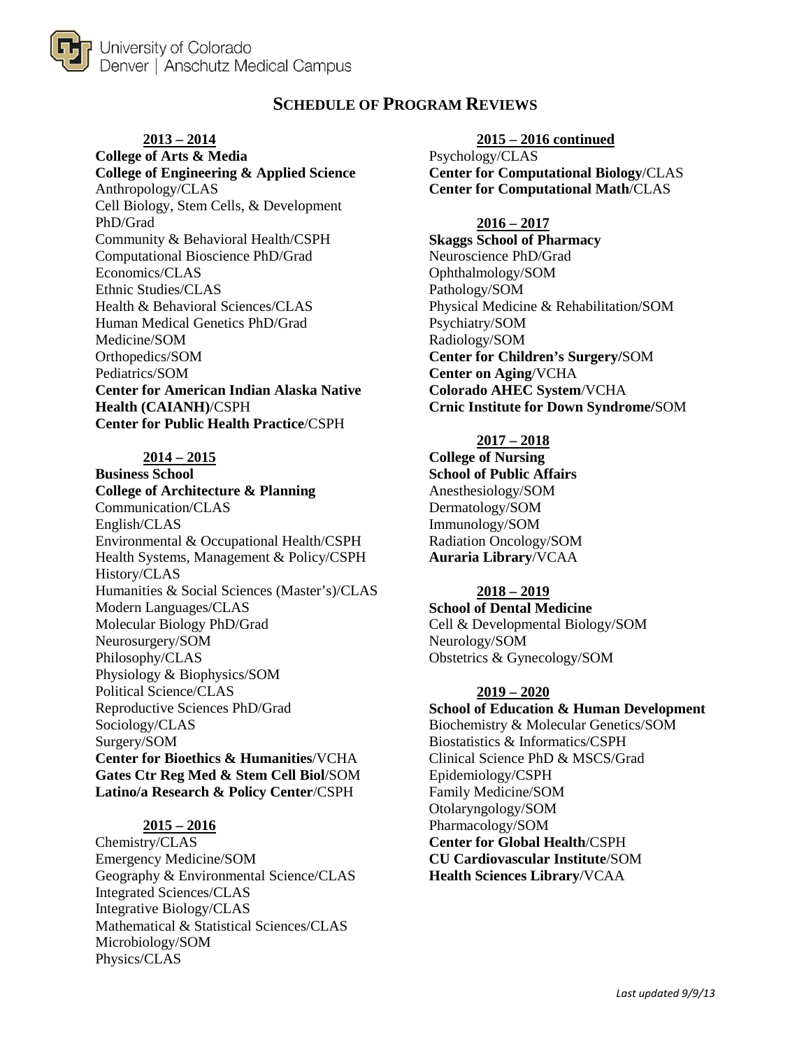University of Colorado
Denver | Anschutz Medical Campus

# Schedule of Program Reviews

## 2013 – 2014

**College of Arts & Media**
**College of Engineering & Applied Science**
Anthropology/CLAS
Cell Biology, Stem Cells, & Development PhD/Grad
Community & Behavioral Health/CSPH
Computational Bioscience PhD/Grad
Economics/CLAS
Ethnic Studies/CLAS
Health & Behavioral Sciences/CLAS
Human Medical Genetics PhD/Grad
Medicine/SOM
Orthopedics/SOM
Pediatrics/SOM
**Center for American Indian Alaska Native Health (CAIANH)**/CSPH
**Center for Public Health Practice**/CSPH

## 2014 – 2015

**Business School**
**College of Architecture & Planning**
Communication/CLAS
English/CLAS
Environmental & Occupational Health/CSPH
Health Systems, Management & Policy/CSPH
History/CLAS
Humanities & Social Sciences (Master's)/CLAS
Modern Languages/CLAS
Molecular Biology PhD/Grad
Neurosurgery/SOM
Philosophy/CLAS
Physiology & Biophysics/SOM
Political Science/CLAS
Reproductive Sciences PhD/Grad
Sociology/CLAS
Surgery/SOM
**Center for Bioethics & Humanities**/VCHA
**Gates Ctr Reg Med & Stem Cell Biol**/SOM
**Latino/a Research & Policy Center**/CSPH

## 2015 – 2016

Chemistry/CLAS
Emergency Medicine/SOM
Geography & Environmental Science/CLAS
Integrated Sciences/CLAS
Integrative Biology/CLAS
Mathematical & Statistical Sciences/CLAS
Microbiology/SOM
Physics/CLAS

## 2015 – 2016 continued

Psychology/CLAS
**Center for Computational Biology**/CLAS
**Center for Computational Math**/CLAS

## 2016 – 2017

**Skaggs School of Pharmacy**
Neuroscience PhD/Grad
Ophthalmology/SOM
Pathology/SOM
Physical Medicine & Rehabilitation/SOM
Psychiatry/SOM
Radiology/SOM
**Center for Children's Surgery/**SOM
**Center on Aging**/VCHA
**Colorado AHEC System**/VCHA
**Crnic Institute for Down Syndrome/**SOM

## 2017 – 2018

**College of Nursing**
**School of Public Affairs**
Anesthesiology/SOM
Dermatology/SOM
Immunology/SOM
Radiation Oncology/SOM
**Auraria Library**/VCAA

## 2018 – 2019

**School of Dental Medicine**
Cell & Developmental Biology/SOM
Neurology/SOM
Obstetrics & Gynecology/SOM

## 2019 – 2020

**School of Education & Human Development**
Biochemistry & Molecular Genetics/SOM
Biostatistics & Informatics/CSPH
Clinical Science PhD & MSCS/Grad
Epidemiology/CSPH
Family Medicine/SOM
Otolaryngology/SOM
Pharmacology/SOM
**Center for Global Health**/CSPH
**CU Cardiovascular Institute**/SOM
**Health Sciences Library**/VCAA

*Last updated 9/9/13*